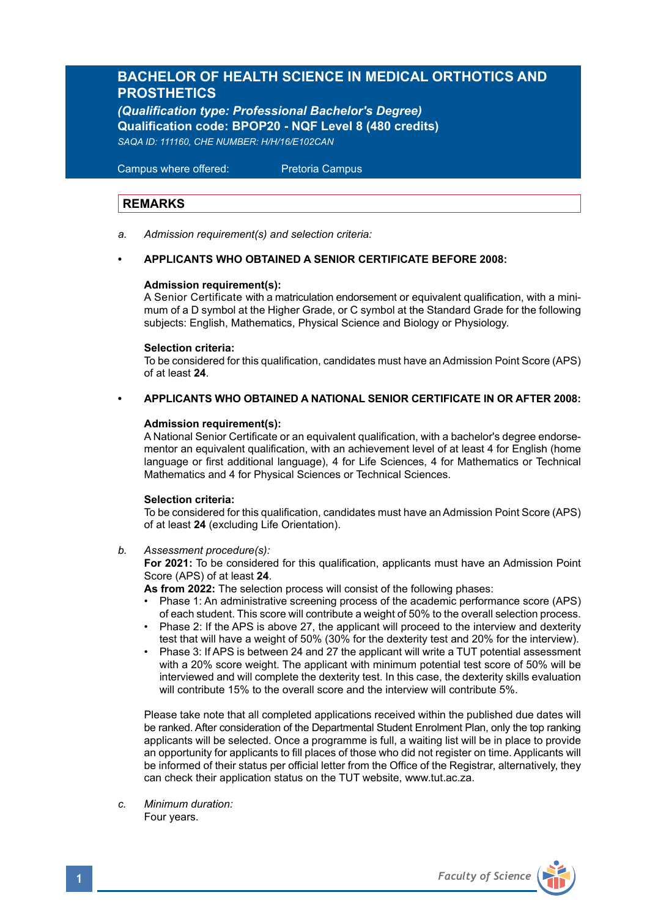# BACHELOR OF HEALTH SCIENCE IN MEDICAL ORTHOTICS AND PROSTHETICS

***(Qualification type: Professional Bachelor's Degree)***

**Qualification code: BPOP20 - NQF Level 8 (480 credits)**

*SAQA ID: 111160, CHE NUMBER: H/H/16/E102CAN*

Campus where offered: Pretoria Campus

## REMARKS

a. *Admission requirement(s) and selection criteria:*

- **APPLICANTS WHO OBTAINED A SENIOR CERTIFICATE BEFORE 2008:**

  **Admission requirement(s):**
  A Senior Certificate with a matriculation endorsement or equivalent qualification, with a minimum of a D symbol at the Higher Grade, or C symbol at the Standard Grade for the following subjects: English, Mathematics, Physical Science and Biology or Physiology.

  **Selection criteria:**
  To be considered for this qualification, candidates must have an Admission Point Score (APS) of at least **24**.

- **APPLICANTS WHO OBTAINED A NATIONAL SENIOR CERTIFICATE IN OR AFTER 2008:**

  **Admission requirement(s):**
  A National Senior Certificate or an equivalent qualification, with a bachelor's degree endorsementor an equivalent qualification, with an achievement level of at least 4 for English (home language or first additional language), 4 for Life Sciences, 4 for Mathematics or Technical Mathematics and 4 for Physical Sciences or Technical Sciences.

  **Selection criteria:**
  To be considered for this qualification, candidates must have an Admission Point Score (APS) of at least **24** (excluding Life Orientation).

b. *Assessment procedure(s):*
**For 2021:** To be considered for this qualification, applicants must have an Admission Point Score (APS) of at least **24**.
**As from 2022:** The selection process will consist of the following phases:
- Phase 1: An administrative screening process of the academic performance score (APS) of each student. This score will contribute a weight of 50% to the overall selection process.
- Phase 2: If the APS is above 27, the applicant will proceed to the interview and dexterity test that will have a weight of 50% (30% for the dexterity test and 20% for the interview).
- Phase 3: If APS is between 24 and 27 the applicant will write a TUT potential assessment with a 20% score weight. The applicant with minimum potential test score of 50% will be interviewed and will complete the dexterity test. In this case, the dexterity skills evaluation will contribute 15% to the overall score and the interview will contribute 5%.

Please take note that all completed applications received within the published due dates will be ranked. After consideration of the Departmental Student Enrolment Plan, only the top ranking applicants will be selected. Once a programme is full, a waiting list will be in place to provide an opportunity for applicants to fill places of those who did not register on time. Applicants will be informed of their status per official letter from the Office of the Registrar, alternatively, they can check their application status on the TUT website, www.tut.ac.za.

c. *Minimum duration:*
Four years.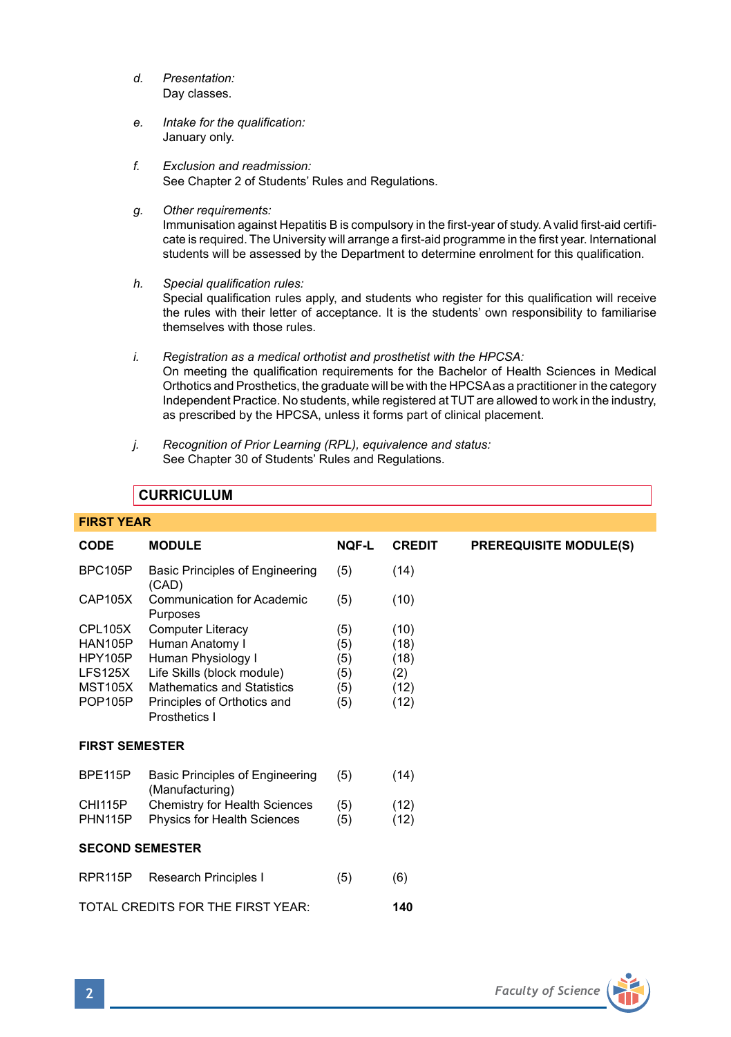*d. Presentation:*
Day classes.

*e. Intake for the qualification:*
January only.

*f. Exclusion and readmission:*
See Chapter 2 of Students' Rules and Regulations.

*g. Other requirements:*
Immunisation against Hepatitis B is compulsory in the first-year of study. A valid first-aid certificate is required. The University will arrange a first-aid programme in the first year. International students will be assessed by the Department to determine enrolment for this qualification.

*h. Special qualification rules:*
Special qualification rules apply, and students who register for this qualification will receive the rules with their letter of acceptance. It is the students' own responsibility to familiarise themselves with those rules.

*i. Registration as a medical orthotist and prosthetist with the HPCSA:*
On meeting the qualification requirements for the Bachelor of Health Sciences in Medical Orthotics and Prosthetics, the graduate will be with the HPCSA as a practitioner in the category Independent Practice. No students, while registered at TUT are allowed to work in the industry, as prescribed by the HPCSA, unless it forms part of clinical placement.

*j. Recognition of Prior Learning (RPL), equivalence and status:*
See Chapter 30 of Students' Rules and Regulations.

## CURRICULUM

### FIRST YEAR

| CODE | MODULE | NQF-L | CREDIT | PREREQUISITE MODULE(S) |
|---|---|---|---|---|
| BPC105P | Basic Principles of Engineering (CAD) | (5) | (14) | |
| CAP105X | Communication for Academic Purposes | (5) | (10) | |
| CPL105X | Computer Literacy | (5) | (10) | |
| HAN105P | Human Anatomy I | (5) | (18) | |
| HPY105P | Human Physiology I | (5) | (18) | |
| LFS125X | Life Skills (block module) | (5) | (2) | |
| MST105X | Mathematics and Statistics | (5) | (12) | |
| POP105P | Principles of Orthotics and Prosthetics I | (5) | (12) | |
| **FIRST SEMESTER** | | | | |
| BPE115P | Basic Principles of Engineering (Manufacturing) | (5) | (14) | |
| CHI115P | Chemistry for Health Sciences | (5) | (12) | |
| PHN115P | Physics for Health Sciences | (5) | (12) | |
| **SECOND SEMESTER** | | | | |
| RPR115P | Research Principles I | (5) | (6) | |
| TOTAL CREDITS FOR THE FIRST YEAR: | | | **140** | |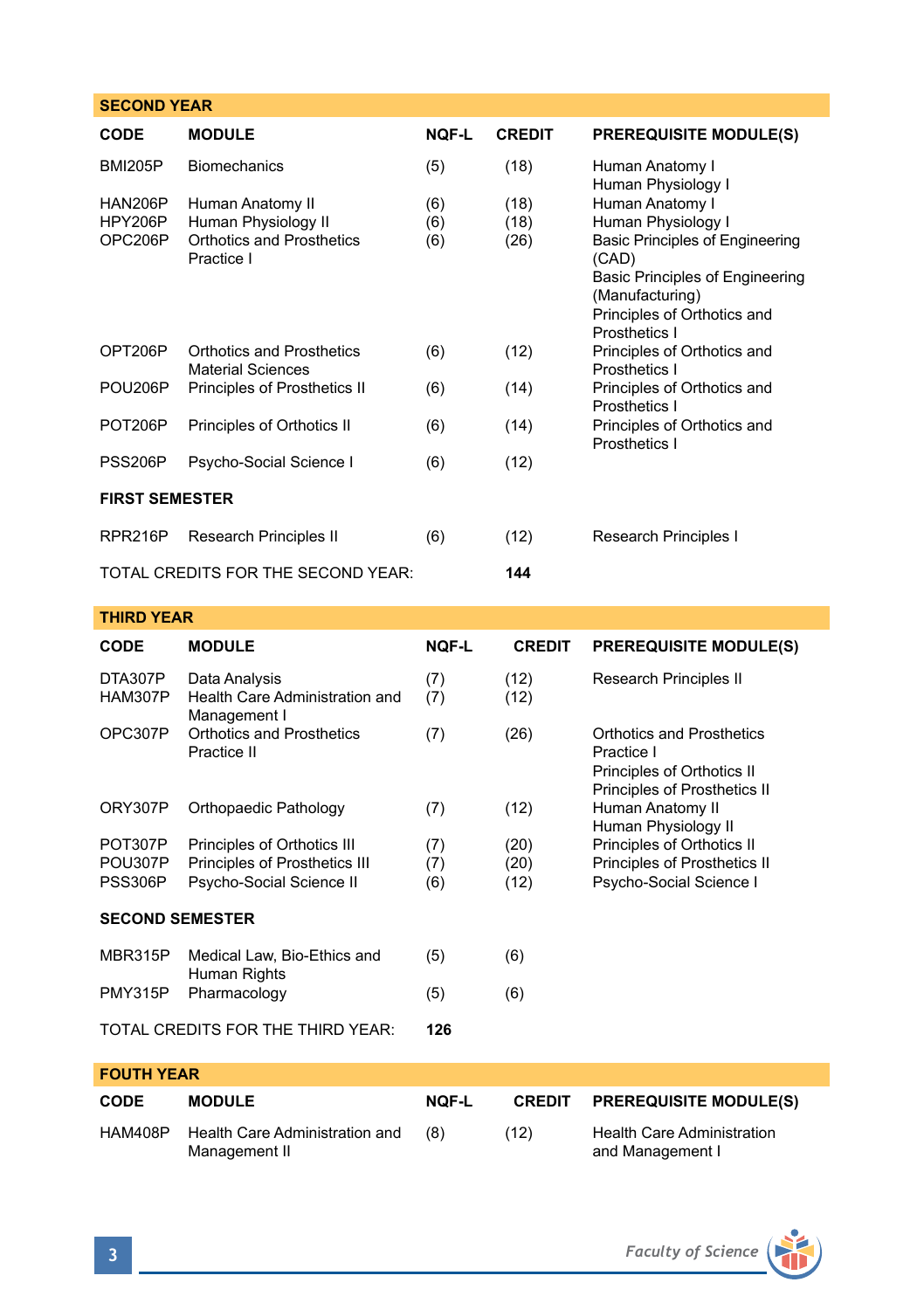## SECOND YEAR

| CODE | MODULE | NQF-L | CREDIT | PREREQUISITE MODULE(S) |
|---|---|---|---|---|
| BMI205P | Biomechanics | (5) | (18) | Human Anatomy I<br>Human Physiology I |
| HAN206P | Human Anatomy II | (6) | (18) | Human Anatomy I |
| HPY206P | Human Physiology II | (6) | (18) | Human Physiology I |
| OPC206P | Orthotics and Prosthetics Practice I | (6) | (26) | Basic Principles of Engineering (CAD)<br>Basic Principles of Engineering (Manufacturing)<br>Principles of Orthotics and Prosthetics I |
| OPT206P | Orthotics and Prosthetics Material Sciences | (6) | (12) | Principles of Orthotics and Prosthetics I |
| POU206P | Principles of Prosthetics II | (6) | (14) | Principles of Orthotics and Prosthetics I |
| POT206P | Principles of Orthotics II | (6) | (14) | Principles of Orthotics and Prosthetics I |
| PSS206P | Psycho-Social Science I | (6) | (12) | |
| **FIRST SEMESTER** | | | | |
| RPR216P | Research Principles II | (6) | (12) | Research Principles I |
| TOTAL CREDITS FOR THE SECOND YEAR: | | | **144** | |

## THIRD YEAR

| CODE | MODULE | NQF-L | CREDIT | PREREQUISITE MODULE(S) |
|---|---|---|---|---|
| DTA307P | Data Analysis | (7) | (12) | Research Principles II |
| HAM307P | Health Care Administration and Management I | (7) | (12) | |
| OPC307P | Orthotics and Prosthetics Practice II | (7) | (26) | Orthotics and Prosthetics Practice I<br>Principles of Orthotics II<br>Principles of Prosthetics II |
| ORY307P | Orthopaedic Pathology | (7) | (12) | Human Anatomy II<br>Human Physiology II |
| POT307P | Principles of Orthotics III | (7) | (20) | Principles of Orthotics II |
| POU307P | Principles of Prosthetics III | (7) | (20) | Principles of Prosthetics II |
| PSS306P | Psycho-Social Science II | (6) | (12) | Psycho-Social Science I |
| **SECOND SEMESTER** | | | | |
| MBR315P | Medical Law, Bio-Ethics and Human Rights | (5) | (6) | |
| PMY315P | Pharmacology | (5) | (6) | |
| TOTAL CREDITS FOR THE THIRD YEAR: | | **126** | | |

## FOUTH YEAR

| CODE | MODULE | NQF-L | CREDIT | PREREQUISITE MODULE(S) |
|---|---|---|---|---|
| HAM408P | Health Care Administration and Management II | (8) | (12) | Health Care Administration and Management I |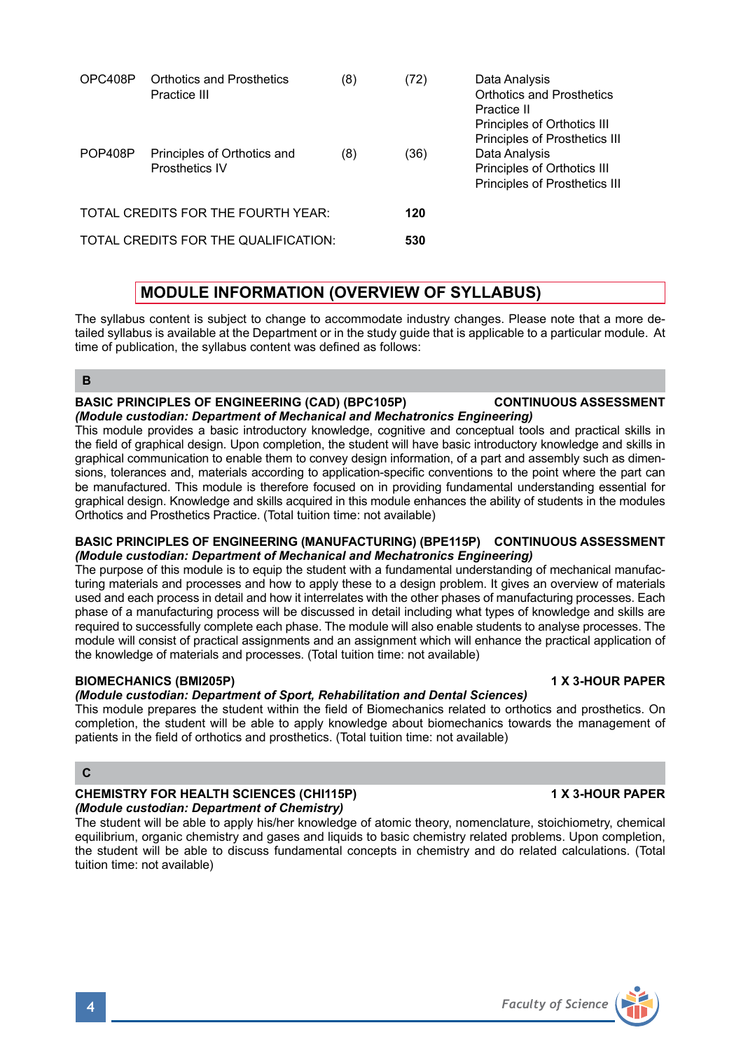| | | | | |
|---|---|---|---|---|
| OPC408P | Orthotics and Prosthetics Practice III | (8) | (72) | Data Analysis<br>Orthotics and Prosthetics Practice II<br>Principles of Orthotics III<br>Principles of Prosthetics III |
| POP408P | Principles of Orthotics and Prosthetics IV | (8) | (36) | Data Analysis<br>Principles of Orthotics III<br>Principles of Prosthetics III |
| TOTAL CREDITS FOR THE FOURTH YEAR: | | | **120** | |
| TOTAL CREDITS FOR THE QUALIFICATION: | | | **530** | |

## MODULE INFORMATION (OVERVIEW OF SYLLABUS)

The syllabus content is subject to change to accommodate industry changes. Please note that a more detailed syllabus is available at the Department or in the study guide that is applicable to a particular module. At time of publication, the syllabus content was defined as follows:

### B

**BASIC PRINCIPLES OF ENGINEERING (CAD) (BPC105P) — CONTINUOUS ASSESSMENT**
***(Module custodian: Department of Mechanical and Mechatronics Engineering)***
This module provides a basic introductory knowledge, cognitive and conceptual tools and practical skills in the field of graphical design. Upon completion, the student will have basic introductory knowledge and skills in graphical communication to enable them to convey design information, of a part and assembly such as dimensions, tolerances and, materials according to application-specific conventions to the point where the part can be manufactured. This module is therefore focused on in providing fundamental understanding essential for graphical design. Knowledge and skills acquired in this module enhances the ability of students in the modules Orthotics and Prosthetics Practice. (Total tuition time: not available)

**BASIC PRINCIPLES OF ENGINEERING (MANUFACTURING) (BPE115P) — CONTINUOUS ASSESSMENT**
***(Module custodian: Department of Mechanical and Mechatronics Engineering)***
The purpose of this module is to equip the student with a fundamental understanding of mechanical manufacturing materials and processes and how to apply these to a design problem. It gives an overview of materials used and each process in detail and how it interrelates with the other phases of manufacturing processes. Each phase of a manufacturing process will be discussed in detail including what types of knowledge and skills are required to successfully complete each phase. The module will also enable students to analyse processes. The module will consist of practical assignments and an assignment which will enhance the practical application of the knowledge of materials and processes. (Total tuition time: not available)

**BIOMECHANICS (BMI205P) — 1 X 3-HOUR PAPER**
***(Module custodian: Department of Sport, Rehabilitation and Dental Sciences)***
This module prepares the student within the field of Biomechanics related to orthotics and prosthetics. On completion, the student will be able to apply knowledge about biomechanics towards the management of patients in the field of orthotics and prosthetics. (Total tuition time: not available)

### C

**CHEMISTRY FOR HEALTH SCIENCES (CHI115P) — 1 X 3-HOUR PAPER**
***(Module custodian: Department of Chemistry)***
The student will be able to apply his/her knowledge of atomic theory, nomenclature, stoichiometry, chemical equilibrium, organic chemistry and gases and liquids to basic chemistry related problems. Upon completion, the student will be able to discuss fundamental concepts in chemistry and do related calculations. (Total tuition time: not available)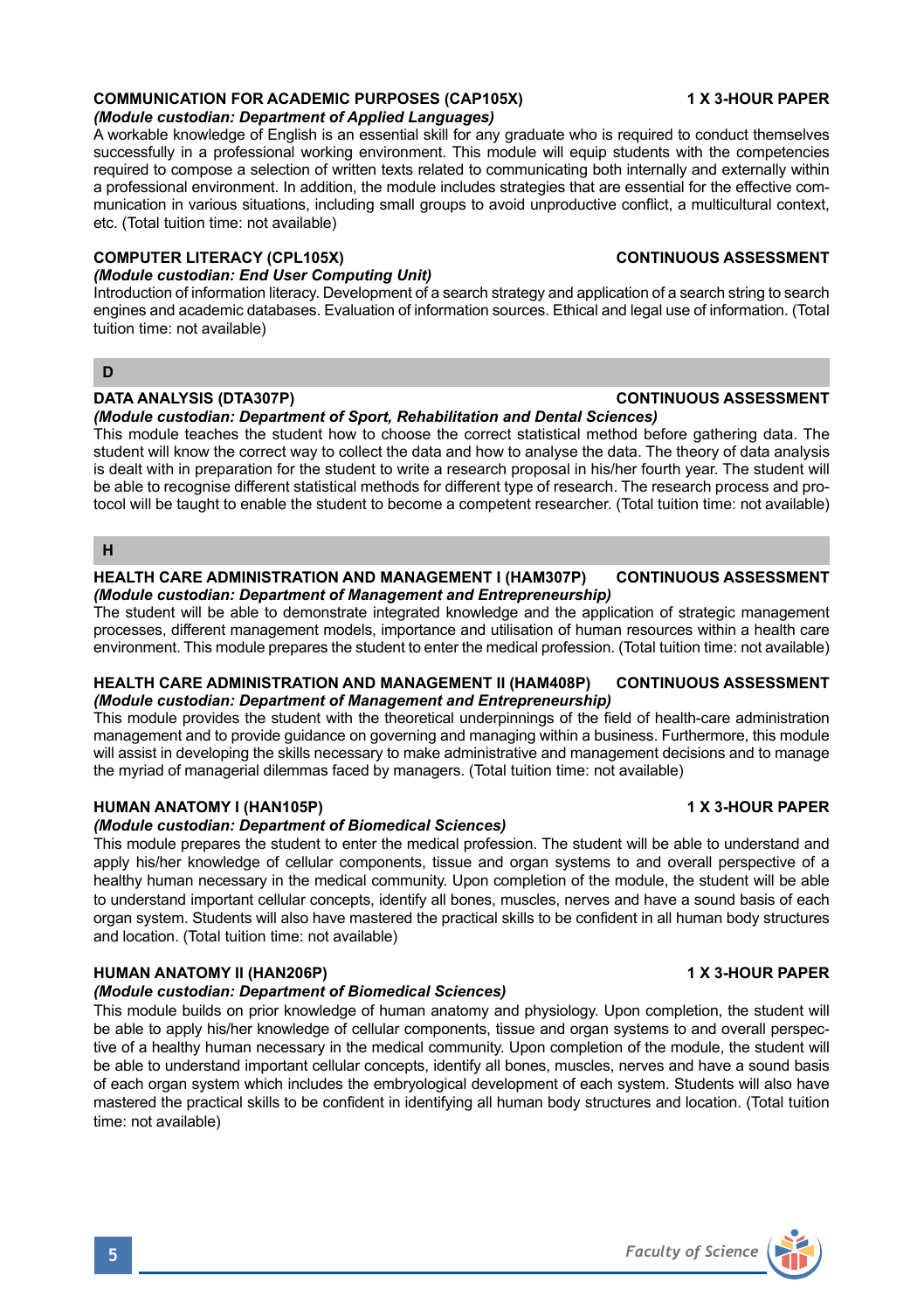**COMMUNICATION FOR ACADEMIC PURPOSES (CAP105X)** **1 X 3-HOUR PAPER**

***(Module custodian: Department of Applied Languages)***

A workable knowledge of English is an essential skill for any graduate who is required to conduct themselves successfully in a professional working environment. This module will equip students with the competencies required to compose a selection of written texts related to communicating both internally and externally within a professional environment. In addition, the module includes strategies that are essential for the effective communication in various situations, including small groups to avoid unproductive conflict, a multicultural context, etc. (Total tuition time: not available)

**COMPUTER LITERACY (CPL105X)** **CONTINUOUS ASSESSMENT**

***(Module custodian: End User Computing Unit)***

Introduction of information literacy. Development of a search strategy and application of a search string to search engines and academic databases. Evaluation of information sources. Ethical and legal use of information. (Total tuition time: not available)

## D

**DATA ANALYSIS (DTA307P)** **CONTINUOUS ASSESSMENT**

***(Module custodian: Department of Sport, Rehabilitation and Dental Sciences)***

This module teaches the student how to choose the correct statistical method before gathering data. The student will know the correct way to collect the data and how to analyse the data. The theory of data analysis is dealt with in preparation for the student to write a research proposal in his/her fourth year. The student will be able to recognise different statistical methods for different type of research. The research process and protocol will be taught to enable the student to become a competent researcher. (Total tuition time: not available)

## H

**HEALTH CARE ADMINISTRATION AND MANAGEMENT I (HAM307P)** **CONTINUOUS ASSESSMENT**

***(Module custodian: Department of Management and Entrepreneurship)***

The student will be able to demonstrate integrated knowledge and the application of strategic management processes, different management models, importance and utilisation of human resources within a health care environment. This module prepares the student to enter the medical profession. (Total tuition time: not available)

**HEALTH CARE ADMINISTRATION AND MANAGEMENT II (HAM408P)** **CONTINUOUS ASSESSMENT**

***(Module custodian: Department of Management and Entrepreneurship)***

This module provides the student with the theoretical underpinnings of the field of health-care administration management and to provide guidance on governing and managing within a business. Furthermore, this module will assist in developing the skills necessary to make administrative and management decisions and to manage the myriad of managerial dilemmas faced by managers. (Total tuition time: not available)

**HUMAN ANATOMY I (HAN105P)** **1 X 3-HOUR PAPER**

***(Module custodian: Department of Biomedical Sciences)***

This module prepares the student to enter the medical profession. The student will be able to understand and apply his/her knowledge of cellular components, tissue and organ systems to and overall perspective of a healthy human necessary in the medical community. Upon completion of the module, the student will be able to understand important cellular concepts, identify all bones, muscles, nerves and have a sound basis of each organ system. Students will also have mastered the practical skills to be confident in all human body structures and location. (Total tuition time: not available)

**HUMAN ANATOMY II (HAN206P)** **1 X 3-HOUR PAPER**

***(Module custodian: Department of Biomedical Sciences)***

This module builds on prior knowledge of human anatomy and physiology. Upon completion, the student will be able to apply his/her knowledge of cellular components, tissue and organ systems to and overall perspective of a healthy human necessary in the medical community. Upon completion of the module, the student will be able to understand important cellular concepts, identify all bones, muscles, nerves and have a sound basis of each organ system which includes the embryological development of each system. Students will also have mastered the practical skills to be confident in identifying all human body structures and location. (Total tuition time: not available)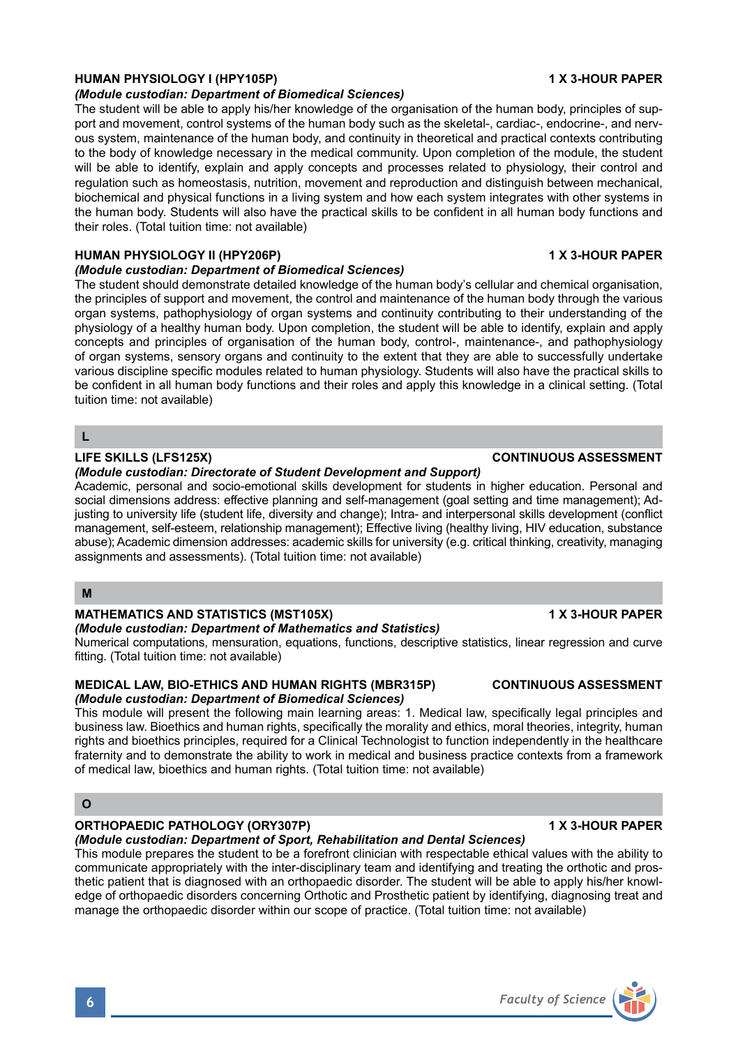### HUMAN PHYSIOLOGY I (HPY105P) — 1 X 3-HOUR PAPER

***(Module custodian: Department of Biomedical Sciences)***

The student will be able to apply his/her knowledge of the organisation of the human body, principles of support and movement, control systems of the human body such as the skeletal-, cardiac-, endocrine-, and nervous system, maintenance of the human body, and continuity in theoretical and practical contexts contributing to the body of knowledge necessary in the medical community. Upon completion of the module, the student will be able to identify, explain and apply concepts and processes related to physiology, their control and regulation such as homeostasis, nutrition, movement and reproduction and distinguish between mechanical, biochemical and physical functions in a living system and how each system integrates with other systems in the human body. Students will also have the practical skills to be confident in all human body functions and their roles. (Total tuition time: not available)

### HUMAN PHYSIOLOGY II (HPY206P) — 1 X 3-HOUR PAPER

***(Module custodian: Department of Biomedical Sciences)***

The student should demonstrate detailed knowledge of the human body's cellular and chemical organisation, the principles of support and movement, the control and maintenance of the human body through the various organ systems, pathophysiology of organ systems and continuity contributing to their understanding of the physiology of a healthy human body. Upon completion, the student will be able to identify, explain and apply concepts and principles of organisation of the human body, control-, maintenance-, and pathophysiology of organ systems, sensory organs and continuity to the extent that they are able to successfully undertake various discipline specific modules related to human physiology. Students will also have the practical skills to be confident in all human body functions and their roles and apply this knowledge in a clinical setting. (Total tuition time: not available)

## L

### LIFE SKILLS (LFS125X) — CONTINUOUS ASSESSMENT

***(Module custodian: Directorate of Student Development and Support)***

Academic, personal and socio-emotional skills development for students in higher education. Personal and social dimensions address: effective planning and self-management (goal setting and time management); Adjusting to university life (student life, diversity and change); Intra- and interpersonal skills development (conflict management, self-esteem, relationship management); Effective living (healthy living, HIV education, substance abuse); Academic dimension addresses: academic skills for university (e.g. critical thinking, creativity, managing assignments and assessments). (Total tuition time: not available)

## M

### MATHEMATICS AND STATISTICS (MST105X) — 1 X 3-HOUR PAPER

***(Module custodian: Department of Mathematics and Statistics)***

Numerical computations, mensuration, equations, functions, descriptive statistics, linear regression and curve fitting. (Total tuition time: not available)

### MEDICAL LAW, BIO-ETHICS AND HUMAN RIGHTS (MBR315P) — CONTINUOUS ASSESSMENT

***(Module custodian: Department of Biomedical Sciences)***

This module will present the following main learning areas: 1. Medical law, specifically legal principles and business law. Bioethics and human rights, specifically the morality and ethics, moral theories, integrity, human rights and bioethics principles, required for a Clinical Technologist to function independently in the healthcare fraternity and to demonstrate the ability to work in medical and business practice contexts from a framework of medical law, bioethics and human rights. (Total tuition time: not available)

## O

### ORTHOPAEDIC PATHOLOGY (ORY307P) — 1 X 3-HOUR PAPER

***(Module custodian: Department of Sport, Rehabilitation and Dental Sciences)***

This module prepares the student to be a forefront clinician with respectable ethical values with the ability to communicate appropriately with the inter-disciplinary team and identifying and treating the orthotic and prosthetic patient that is diagnosed with an orthopaedic disorder. The student will be able to apply his/her knowledge of orthopaedic disorders concerning Orthotic and Prosthetic patient by identifying, diagnosing treat and manage the orthopaedic disorder within our scope of practice. (Total tuition time: not available)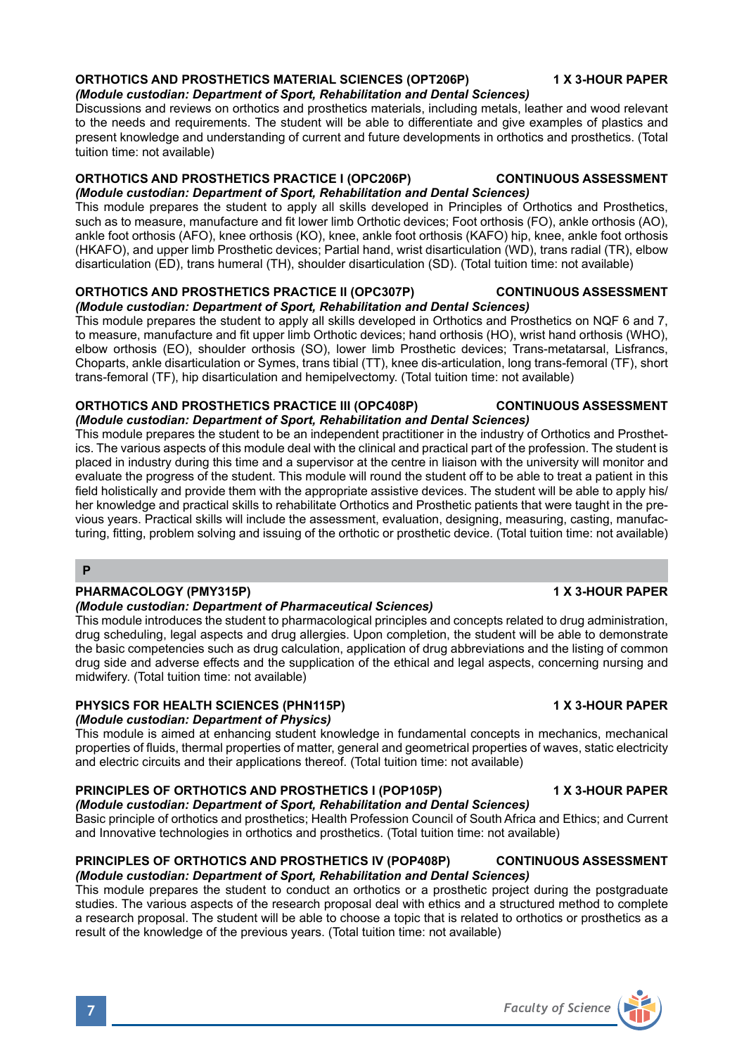### ORTHOTICS AND PROSTHETICS MATERIAL SCIENCES (OPT206P) 1 X 3-HOUR PAPER

*(Module custodian: Department of Sport, Rehabilitation and Dental Sciences)*

Discussions and reviews on orthotics and prosthetics materials, including metals, leather and wood relevant to the needs and requirements. The student will be able to differentiate and give examples of plastics and present knowledge and understanding of current and future developments in orthotics and prosthetics. (Total tuition time: not available)

### ORTHOTICS AND PROSTHETICS PRACTICE I (OPC206P) CONTINUOUS ASSESSMENT

*(Module custodian: Department of Sport, Rehabilitation and Dental Sciences)*

This module prepares the student to apply all skills developed in Principles of Orthotics and Prosthetics, such as to measure, manufacture and fit lower limb Orthotic devices; Foot orthosis (FO), ankle orthosis (AO), ankle foot orthosis (AFO), knee orthosis (KO), knee, ankle foot orthosis (KAFO) hip, knee, ankle foot orthosis (HKAFO), and upper limb Prosthetic devices; Partial hand, wrist disarticulation (WD), trans radial (TR), elbow disarticulation (ED), trans humeral (TH), shoulder disarticulation (SD). (Total tuition time: not available)

### ORTHOTICS AND PROSTHETICS PRACTICE II (OPC307P) CONTINUOUS ASSESSMENT

*(Module custodian: Department of Sport, Rehabilitation and Dental Sciences)*

This module prepares the student to apply all skills developed in Orthotics and Prosthetics on NQF 6 and 7, to measure, manufacture and fit upper limb Orthotic devices; hand orthosis (HO), wrist hand orthosis (WHO), elbow orthosis (EO), shoulder orthosis (SO), lower limb Prosthetic devices; Trans-metatarsal, Lisfrancs, Choparts, ankle disarticulation or Symes, trans tibial (TT), knee dis-articulation, long trans-femoral (TF), short trans-femoral (TF), hip disarticulation and hemipelvectomy. (Total tuition time: not available)

### ORTHOTICS AND PROSTHETICS PRACTICE III (OPC408P) CONTINUOUS ASSESSMENT

*(Module custodian: Department of Sport, Rehabilitation and Dental Sciences)*

This module prepares the student to be an independent practitioner in the industry of Orthotics and Prosthetics. The various aspects of this module deal with the clinical and practical part of the profession. The student is placed in industry during this time and a supervisor at the centre in liaison with the university will monitor and evaluate the progress of the student. This module will round the student off to be able to treat a patient in this field holistically and provide them with the appropriate assistive devices. The student will be able to apply his/her knowledge and practical skills to rehabilitate Orthotics and Prosthetic patients that were taught in the previous years. Practical skills will include the assessment, evaluation, designing, measuring, casting, manufacturing, fitting, problem solving and issuing of the orthotic or prosthetic device. (Total tuition time: not available)

## P

### PHARMACOLOGY (PMY315P) 1 X 3-HOUR PAPER

*(Module custodian: Department of Pharmaceutical Sciences)*

This module introduces the student to pharmacological principles and concepts related to drug administration, drug scheduling, legal aspects and drug allergies. Upon completion, the student will be able to demonstrate the basic competencies such as drug calculation, application of drug abbreviations and the listing of common drug side and adverse effects and the supplication of the ethical and legal aspects, concerning nursing and midwifery. (Total tuition time: not available)

### PHYSICS FOR HEALTH SCIENCES (PHN115P) 1 X 3-HOUR PAPER

*(Module custodian: Department of Physics)*

This module is aimed at enhancing student knowledge in fundamental concepts in mechanics, mechanical properties of fluids, thermal properties of matter, general and geometrical properties of waves, static electricity and electric circuits and their applications thereof. (Total tuition time: not available)

### PRINCIPLES OF ORTHOTICS AND PROSTHETICS I (POP105P) 1 X 3-HOUR PAPER

*(Module custodian: Department of Sport, Rehabilitation and Dental Sciences)*

Basic principle of orthotics and prosthetics; Health Profession Council of South Africa and Ethics; and Current and Innovative technologies in orthotics and prosthetics. (Total tuition time: not available)

### PRINCIPLES OF ORTHOTICS AND PROSTHETICS IV (POP408P) CONTINUOUS ASSESSMENT

*(Module custodian: Department of Sport, Rehabilitation and Dental Sciences)*

This module prepares the student to conduct an orthotics or a prosthetic project during the postgraduate studies. The various aspects of the research proposal deal with ethics and a structured method to complete a research proposal. The student will be able to choose a topic that is related to orthotics or prosthetics as a result of the knowledge of the previous years. (Total tuition time: not available)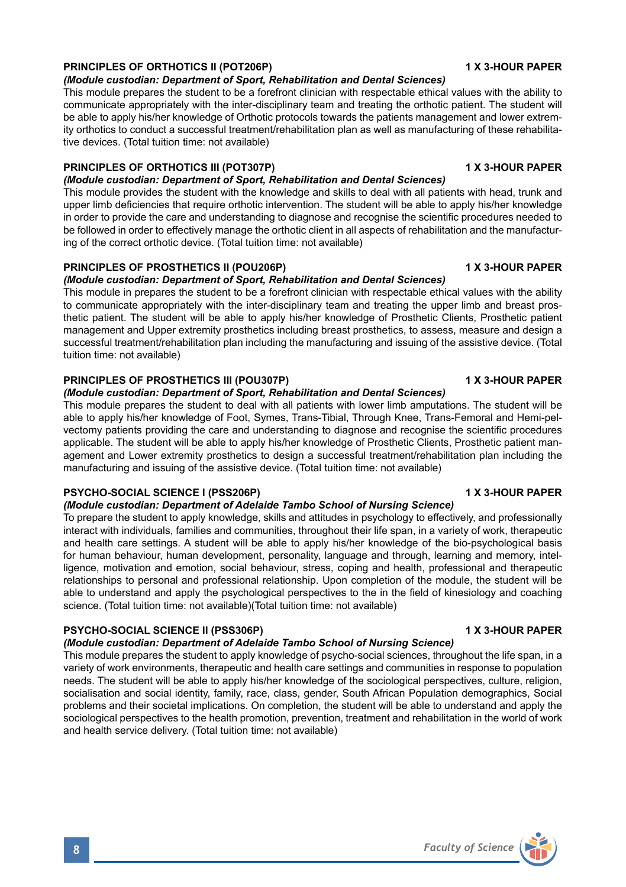**PRINCIPLES OF ORTHOTICS II (POT206P)** **1 X 3-HOUR PAPER**

***(Module custodian: Department of Sport, Rehabilitation and Dental Sciences)***

This module prepares the student to be a forefront clinician with respectable ethical values with the ability to communicate appropriately with the inter-disciplinary team and treating the orthotic patient. The student will be able to apply his/her knowledge of Orthotic protocols towards the patients management and lower extremity orthotics to conduct a successful treatment/rehabilitation plan as well as manufacturing of these rehabilitative devices. (Total tuition time: not available)

**PRINCIPLES OF ORTHOTICS III (POT307P)** **1 X 3-HOUR PAPER**

***(Module custodian: Department of Sport, Rehabilitation and Dental Sciences)***

This module provides the student with the knowledge and skills to deal with all patients with head, trunk and upper limb deficiencies that require orthotic intervention. The student will be able to apply his/her knowledge in order to provide the care and understanding to diagnose and recognise the scientific procedures needed to be followed in order to effectively manage the orthotic client in all aspects of rehabilitation and the manufacturing of the correct orthotic device. (Total tuition time: not available)

**PRINCIPLES OF PROSTHETICS II (POU206P)** **1 X 3-HOUR PAPER**

***(Module custodian: Department of Sport, Rehabilitation and Dental Sciences)***

This module in prepares the student to be a forefront clinician with respectable ethical values with the ability to communicate appropriately with the inter-disciplinary team and treating the upper limb and breast prosthetic patient. The student will be able to apply his/her knowledge of Prosthetic Clients, Prosthetic patient management and Upper extremity prosthetics including breast prosthetics, to assess, measure and design a successful treatment/rehabilitation plan including the manufacturing and issuing of the assistive device. (Total tuition time: not available)

**PRINCIPLES OF PROSTHETICS III (POU307P)** **1 X 3-HOUR PAPER**

***(Module custodian: Department of Sport, Rehabilitation and Dental Sciences)***

This module prepares the student to deal with all patients with lower limb amputations. The student will be able to apply his/her knowledge of Foot, Symes, Trans-Tibial, Through Knee, Trans-Femoral and Hemi-pelvectomy patients providing the care and understanding to diagnose and recognise the scientific procedures applicable. The student will be able to apply his/her knowledge of Prosthetic Clients, Prosthetic patient management and Lower extremity prosthetics to design a successful treatment/rehabilitation plan including the manufacturing and issuing of the assistive device. (Total tuition time: not available)

**PSYCHO-SOCIAL SCIENCE I (PSS206P)** **1 X 3-HOUR PAPER**

***(Module custodian: Department of Adelaide Tambo School of Nursing Science)***

To prepare the student to apply knowledge, skills and attitudes in psychology to effectively, and professionally interact with individuals, families and communities, throughout their life span, in a variety of work, therapeutic and health care settings. A student will be able to apply his/her knowledge of the bio-psychological basis for human behaviour, human development, personality, language and through, learning and memory, intelligence, motivation and emotion, social behaviour, stress, coping and health, professional and therapeutic relationships to personal and professional relationship. Upon completion of the module, the student will be able to understand and apply the psychological perspectives to the in the field of kinesiology and coaching science. (Total tuition time: not available)(Total tuition time: not available)

**PSYCHO-SOCIAL SCIENCE II (PSS306P)** **1 X 3-HOUR PAPER**

***(Module custodian: Department of Adelaide Tambo School of Nursing Science)***

This module prepares the student to apply knowledge of psycho-social sciences, throughout the life span, in a variety of work environments, therapeutic and health care settings and communities in response to population needs. The student will be able to apply his/her knowledge of the sociological perspectives, culture, religion, socialisation and social identity, family, race, class, gender, South African Population demographics, Social problems and their societal implications. On completion, the student will be able to understand and apply the sociological perspectives to the health promotion, prevention, treatment and rehabilitation in the world of work and health service delivery. (Total tuition time: not available)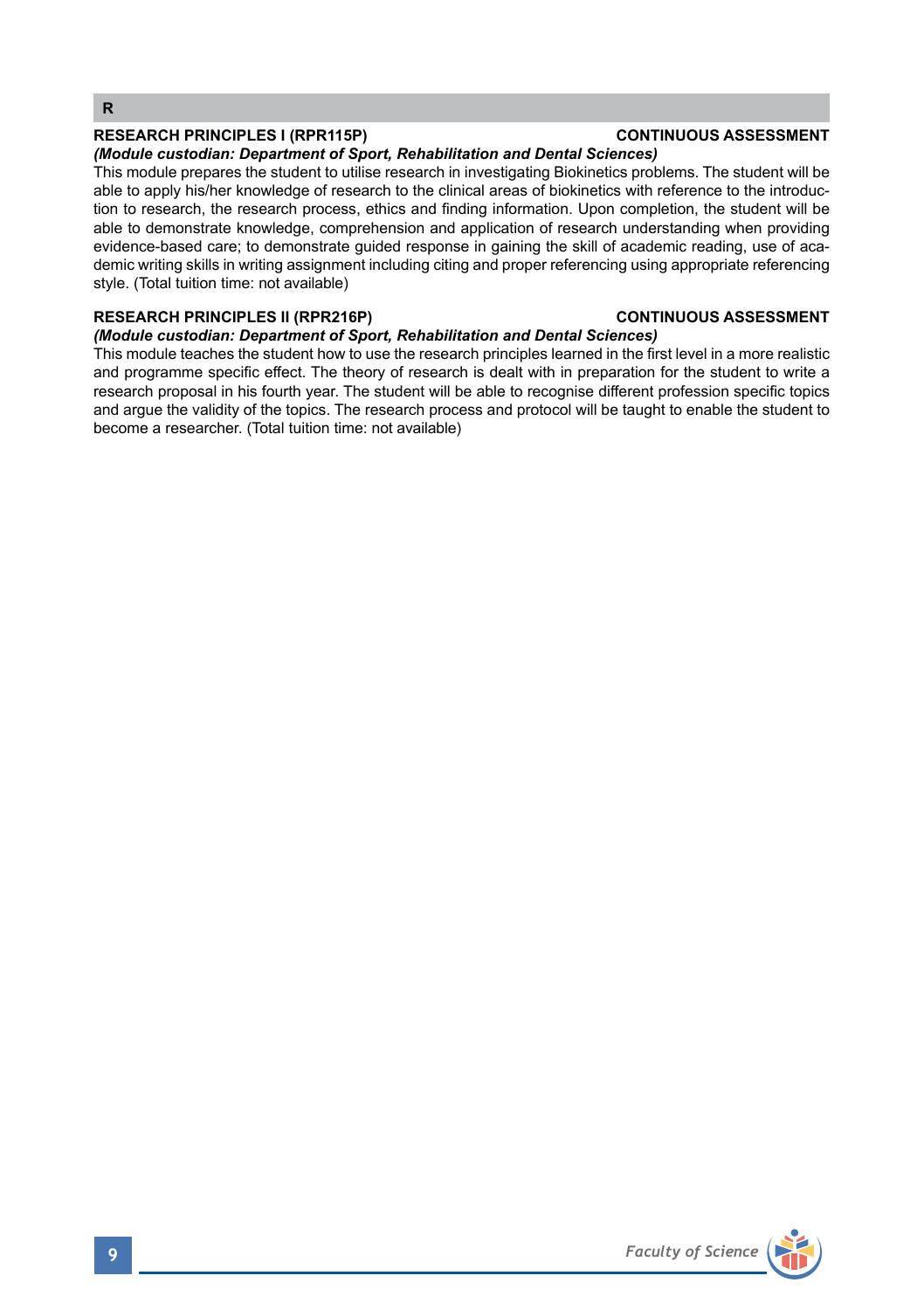## R

**RESEARCH PRINCIPLES I (RPR115P)** **CONTINUOUS ASSESSMENT**

***(Module custodian: Department of Sport, Rehabilitation and Dental Sciences)***

This module prepares the student to utilise research in investigating Biokinetics problems. The student will be able to apply his/her knowledge of research to the clinical areas of biokinetics with reference to the introduction to research, the research process, ethics and finding information. Upon completion, the student will be able to demonstrate knowledge, comprehension and application of research understanding when providing evidence-based care; to demonstrate guided response in gaining the skill of academic reading, use of academic writing skills in writing assignment including citing and proper referencing using appropriate referencing style. (Total tuition time: not available)

**RESEARCH PRINCIPLES II (RPR216P)** **CONTINUOUS ASSESSMENT**

***(Module custodian: Department of Sport, Rehabilitation and Dental Sciences)***

This module teaches the student how to use the research principles learned in the first level in a more realistic and programme specific effect. The theory of research is dealt with in preparation for the student to write a research proposal in his fourth year. The student will be able to recognise different profession specific topics and argue the validity of the topics. The research process and protocol will be taught to enable the student to become a researcher. (Total tuition time: not available)